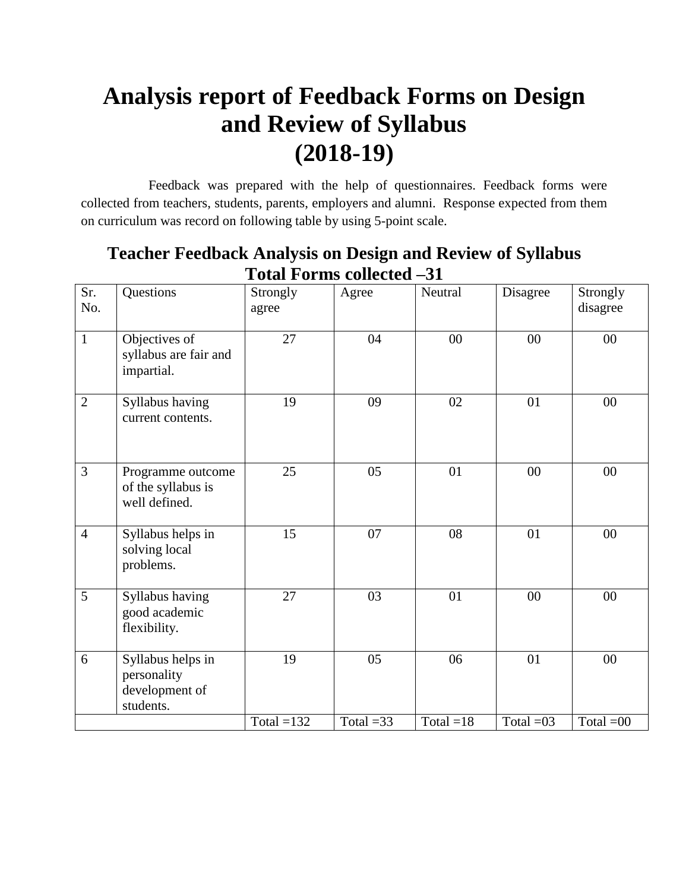# Analysis report of Feedback Forms on Design and Review of Syllabus (2018-19)

Feedback was prepared with the help of questionnaires. Feedback forms were collected from teachers, students, parents, employers and alumni. Response expected from them on curriculum was record on following table by using 5-point scale.

## Teacher Feedback Analysis on Design and Review of Syllabus Total Forms collected –31

| Sr. No. | Questions | Strongly agree | Agree | Neutral | Disagree | Strongly disagree |
|---|---|---|---|---|---|---|
| 1 | Objectives of syllabus are fair and impartial. | 27 | 04 | 00 | 00 | 00 |
| 2 | Syllabus having current contents. | 19 | 09 | 02 | 01 | 00 |
| 3 | Programme outcome of the syllabus is well defined. | 25 | 05 | 01 | 00 | 00 |
| 4 | Syllabus helps in solving local problems. | 15 | 07 | 08 | 01 | 00 |
| 5 | Syllabus having good academic flexibility. | 27 | 03 | 01 | 00 | 00 |
| 6 | Syllabus helps in personality development of students. | 19 | 05 | 06 | 01 | 00 |
| | | Total =132 | Total =33 | Total =18 | Total =03 | Total =00 |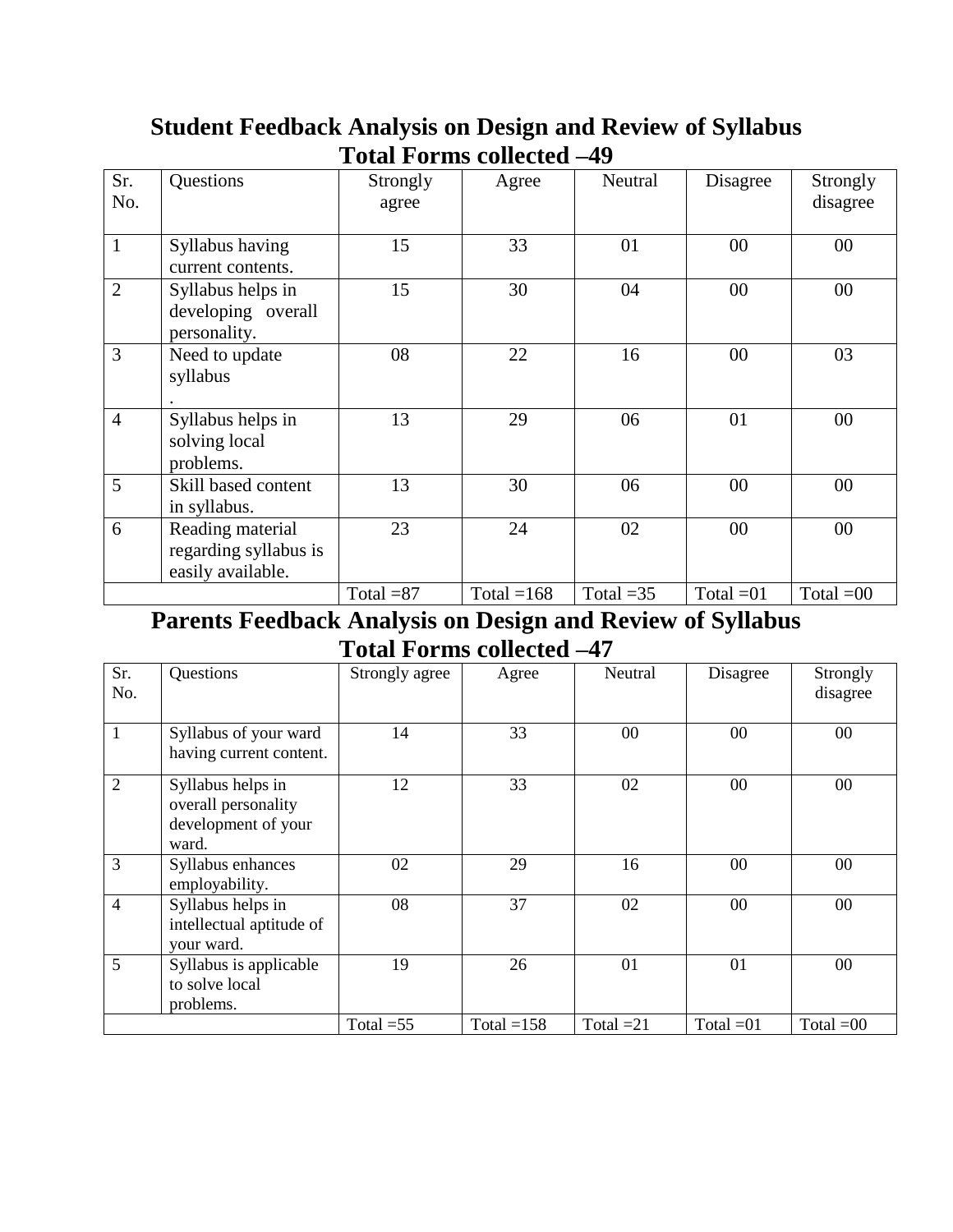## Student Feedback Analysis on Design and Review of Syllabus

## Total Forms collected –49

| Sr. No. | Questions | Strongly agree | Agree | Neutral | Disagree | Strongly disagree |
|---|---|---|---|---|---|---|
| 1 | Syllabus having current contents. | 15 | 33 | 01 | 00 | 00 |
| 2 | Syllabus helps in developing overall personality. | 15 | 30 | 04 | 00 | 00 |
| 3 | Need to update syllabus . | 08 | 22 | 16 | 00 | 03 |
| 4 | Syllabus helps in solving local problems. | 13 | 29 | 06 | 01 | 00 |
| 5 | Skill based content in syllabus. | 13 | 30 | 06 | 00 | 00 |
| 6 | Reading material regarding syllabus is easily available. | 23 | 24 | 02 | 00 | 00 |
| | | Total =87 | Total =168 | Total =35 | Total =01 | Total =00 |

## Parents Feedback Analysis on Design and Review of Syllabus

## Total Forms collected –47

| Sr. No. | Questions | Strongly agree | Agree | Neutral | Disagree | Strongly disagree |
|---|---|---|---|---|---|---|
| 1 | Syllabus of your ward having current content. | 14 | 33 | 00 | 00 | 00 |
| 2 | Syllabus helps in overall personality development of your ward. | 12 | 33 | 02 | 00 | 00 |
| 3 | Syllabus enhances employability. | 02 | 29 | 16 | 00 | 00 |
| 4 | Syllabus helps in intellectual aptitude of your ward. | 08 | 37 | 02 | 00 | 00 |
| 5 | Syllabus is applicable to solve local problems. | 19 | 26 | 01 | 01 | 00 |
| | | Total =55 | Total =158 | Total =21 | Total =01 | Total =00 |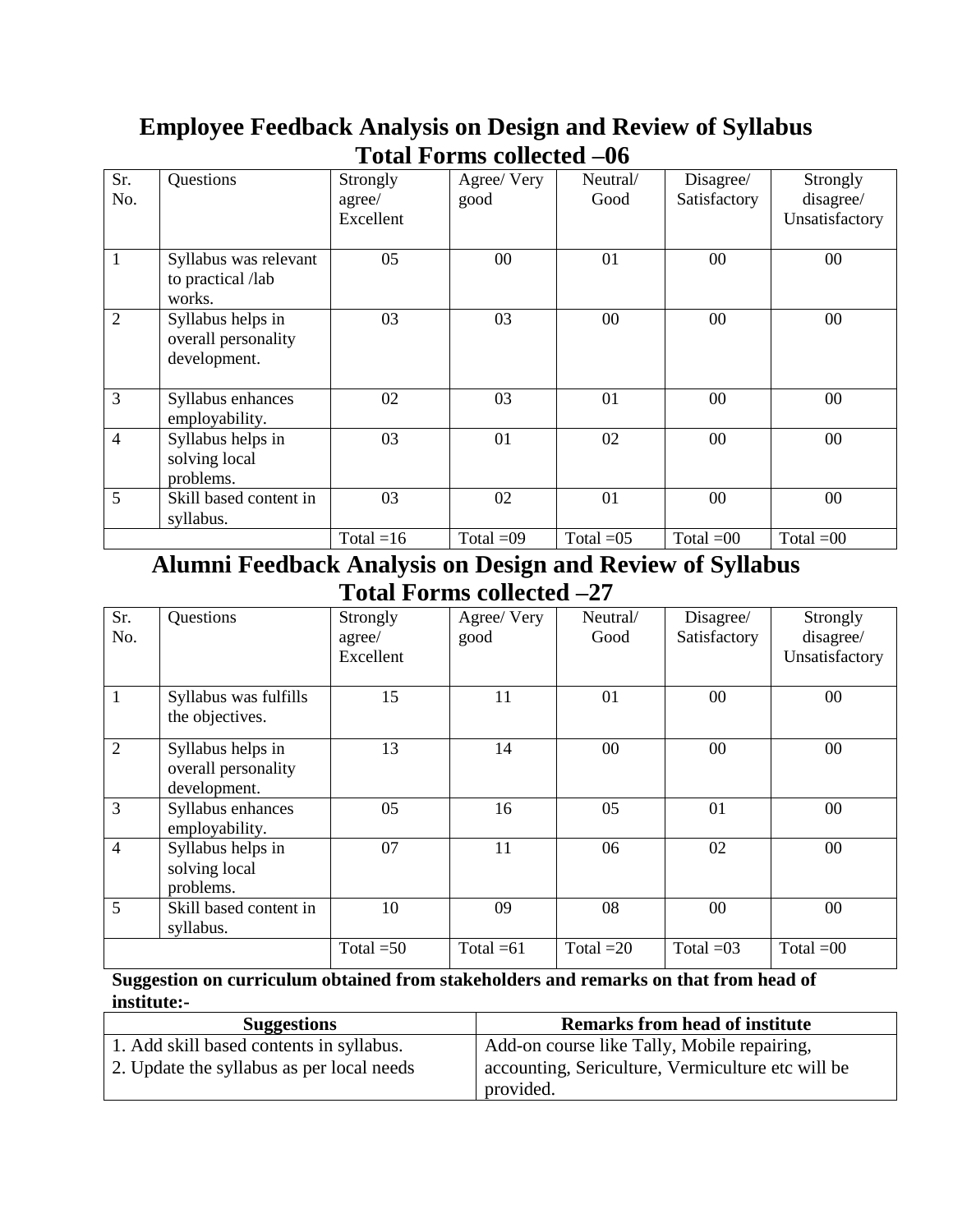## Employee Feedback Analysis on Design and Review of Syllabus

## Total Forms collected –06

| Sr. No. | Questions | Strongly agree/ Excellent | Agree/ Very good | Neutral/ Good | Disagree/ Satisfactory | Strongly disagree/ Unsatisfactory |
|---|---|---|---|---|---|---|
| 1 | Syllabus was relevant to practical /lab works. | 05 | 00 | 01 | 00 | 00 |
| 2 | Syllabus helps in overall personality development. | 03 | 03 | 00 | 00 | 00 |
| 3 | Syllabus enhances employability. | 02 | 03 | 01 | 00 | 00 |
| 4 | Syllabus helps in solving local problems. | 03 | 01 | 02 | 00 | 00 |
| 5 | Skill based content in syllabus. | 03 | 02 | 01 | 00 | 00 |
| | | Total =16 | Total =09 | Total =05 | Total =00 | Total =00 |

## Alumni Feedback Analysis on Design and Review of Syllabus

## Total Forms collected –27

| Sr. No. | Questions | Strongly agree/ Excellent | Agree/ Very good | Neutral/ Good | Disagree/ Satisfactory | Strongly disagree/ Unsatisfactory |
|---|---|---|---|---|---|---|
| 1 | Syllabus was fulfills the objectives. | 15 | 11 | 01 | 00 | 00 |
| 2 | Syllabus helps in overall personality development. | 13 | 14 | 00 | 00 | 00 |
| 3 | Syllabus enhances employability. | 05 | 16 | 05 | 01 | 00 |
| 4 | Syllabus helps in solving local problems. | 07 | 11 | 06 | 02 | 00 |
| 5 | Skill based content in syllabus. | 10 | 09 | 08 | 00 | 00 |
| | | Total =50 | Total =61 | Total =20 | Total =03 | Total =00 |

**Suggestion on curriculum obtained from stakeholders and remarks on that from head of institute:-**

| Suggestions | Remarks from head of institute |
|---|---|
| 1. Add skill based contents in syllabus.<br>2. Update the syllabus as per local needs | Add-on course like Tally, Mobile repairing, accounting, Sericulture, Vermiculture etc will be provided. |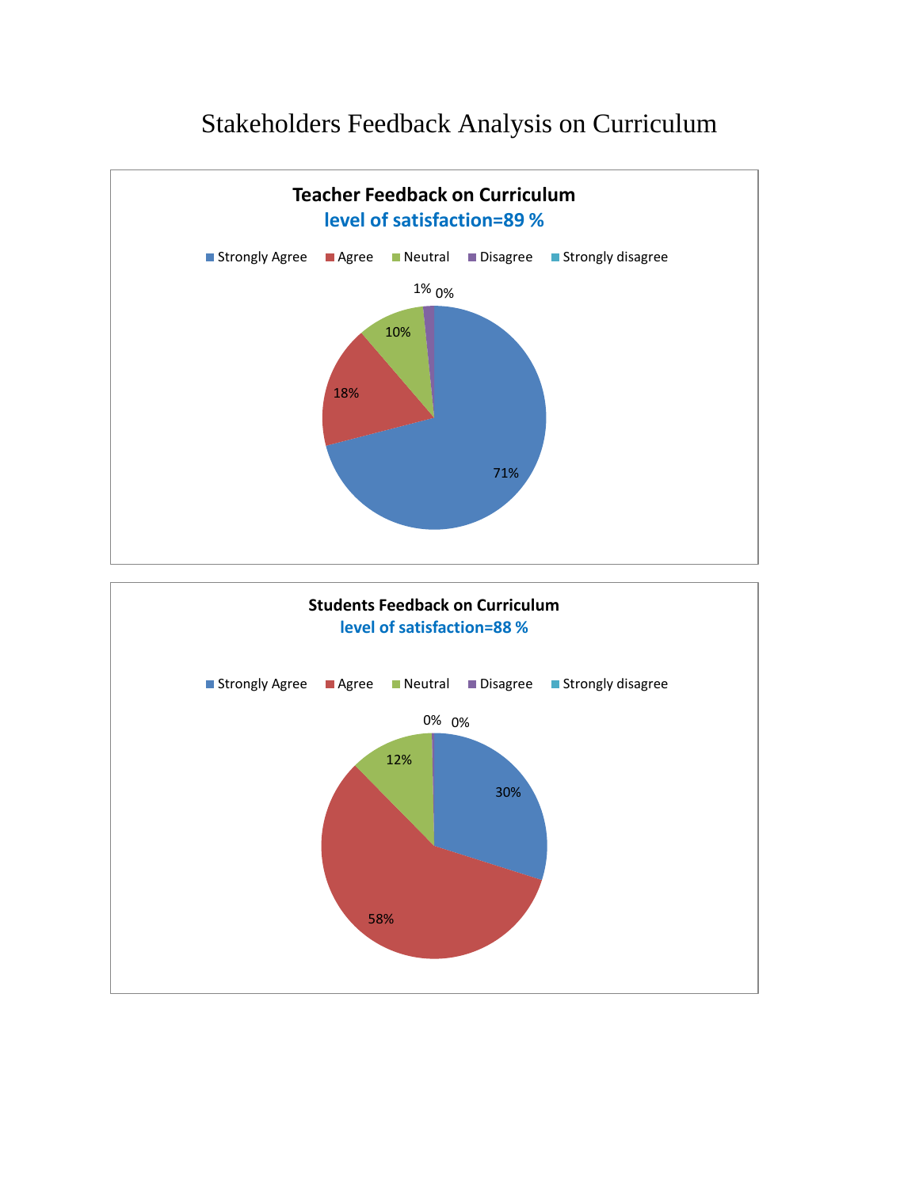# Stakeholders Feedback Analysis on Curriculum

**Teacher Feedback on Curriculum**

**level of satisfaction=89 %**

| Response | Percentage |
|---|---|
| Strongly Agree | 71% |
| Agree | 18% |
| Neutral | 10% |
| Disagree | 1% |
| Strongly disagree | 0% |

**Students Feedback on Curriculum**

**level of satisfaction=88 %**

| Response | Percentage |
|---|---|
| Strongly Agree | 30% |
| Agree | 58% |
| Neutral | 12% |
| Disagree | 0% |
| Strongly disagree | 0% |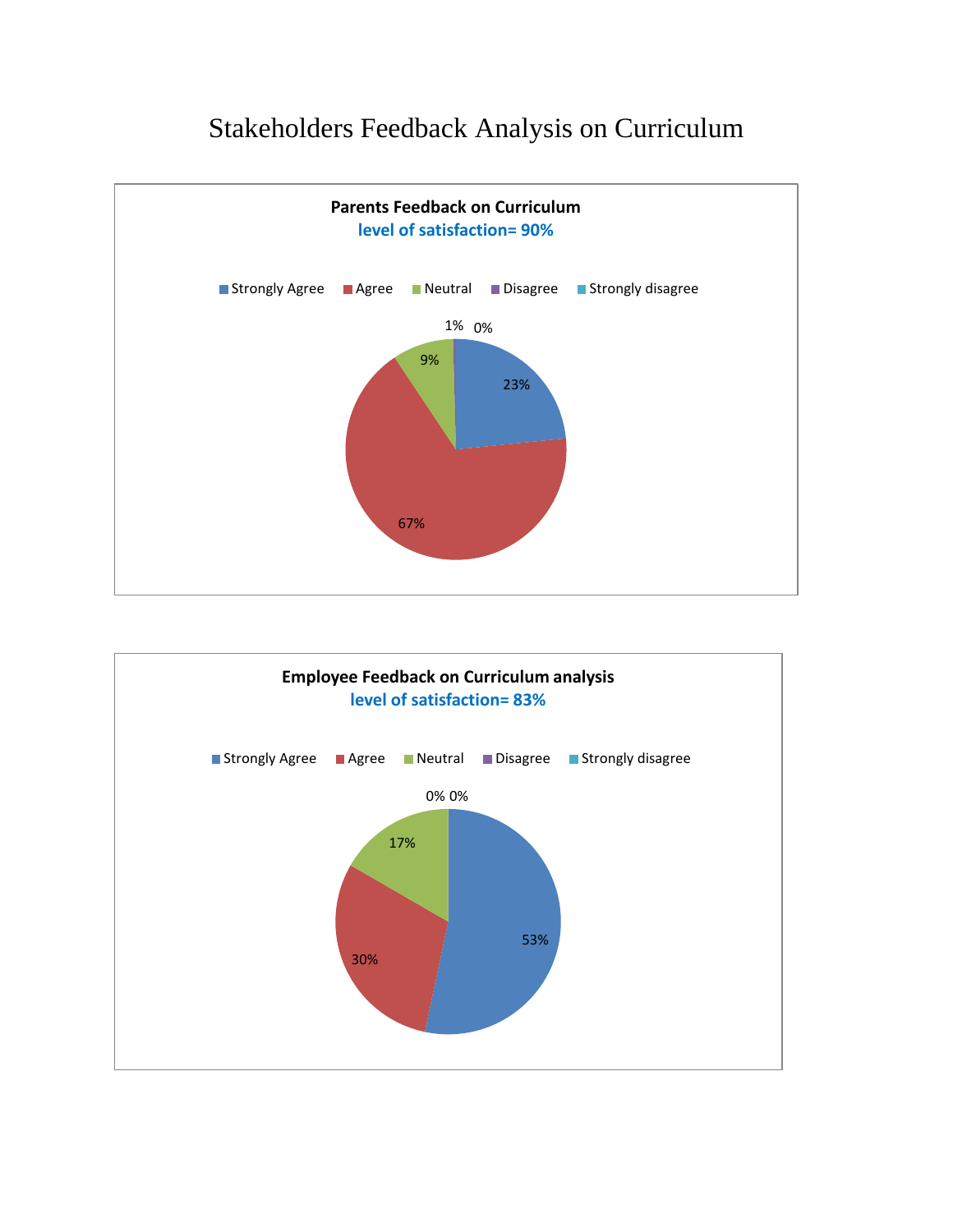# Stakeholders Feedback Analysis on Curriculum

**Parents Feedback on Curriculum**

**level of satisfaction= 90%**

Strongly Agree | Agree | Neutral | Disagree | Strongly disagree

23% | 67% | 9% | 1% | 0%

**Employee Feedback on Curriculum analysis**

**level of satisfaction= 83%**

Strongly Agree | Agree | Neutral | Disagree | Strongly disagree

53% | 30% | 17% | 0% | 0%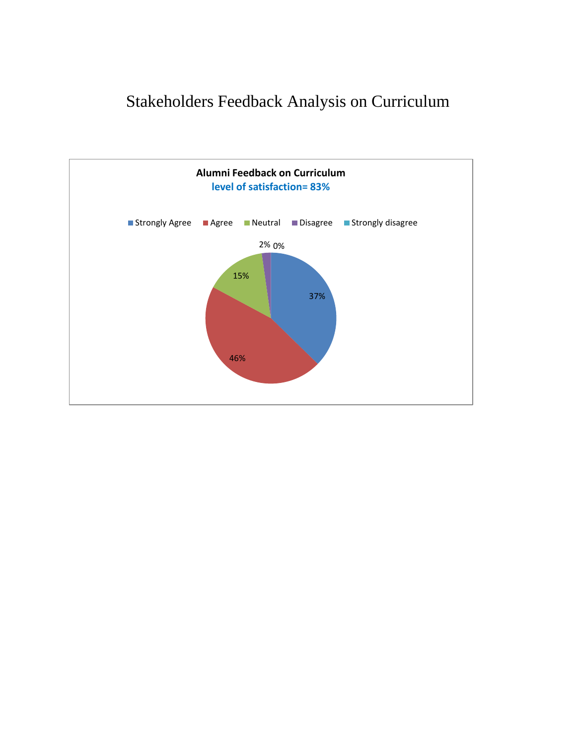# Stakeholders Feedback Analysis on Curriculum

**Alumni Feedback on Curriculum**

**level of satisfaction= 83%**

Strongly Agree
Agree
Neutral
Disagree
Strongly disagree

2%
0%
15%
37%
46%